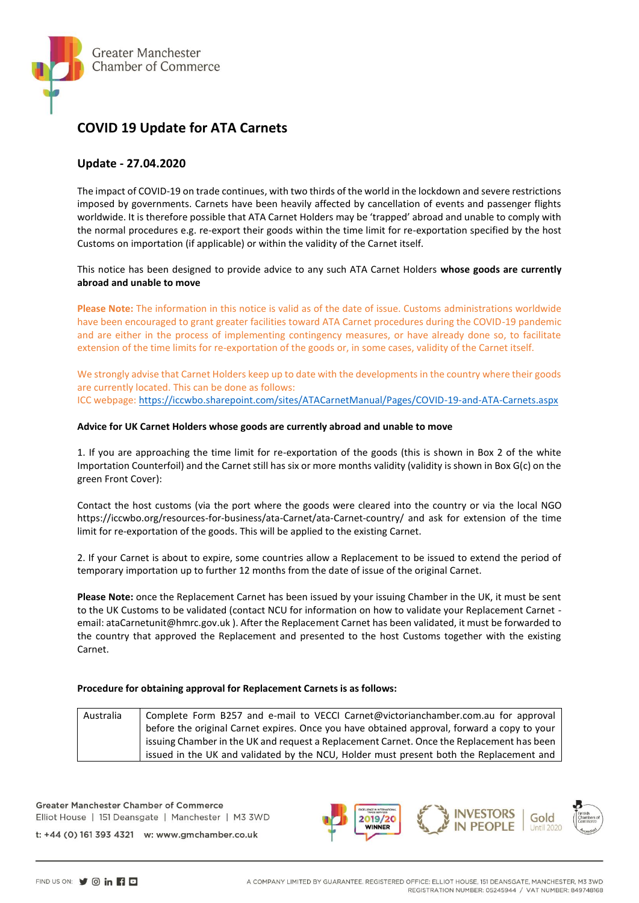# COVID 19 Update for ATA Carnets

## Update - 27.04.2020

The impact of COVID-19 on trade continues, with two thirds of the world in the lockdown and severe restrictions imposed by governments. Carnets have been heavily affected by cancellation of events and passenger flights worldwide. It is therefore possible that ATA Carnet Holders may be 'trapped' abroad and unable to comply with the normal procedures e.g. re-export their goods within the time limit for re-exportation specified by the host Customs on importation (if applicable) or within the validity of the Carnet itself.

This notice has been designed to provide advice to any such ATA Carnet Holders **whose goods are currently abroad and unable to move**

**Please Note:** The information in this notice is valid as of the date of issue. Customs administrations worldwide have been encouraged to grant greater facilities toward ATA Carnet procedures during the COVID-19 pandemic and are either in the process of implementing contingency measures, or have already done so, to facilitate extension of the time limits for re-exportation of the goods or, in some cases, validity of the Carnet itself.

We strongly advise that Carnet Holders keep up to date with the developments in the country where their goods are currently located. This can be done as follows:
ICC webpage: https://iccwbo.sharepoint.com/sites/ATACarnetManual/Pages/COVID-19-and-ATA-Carnets.aspx

**Advice for UK Carnet Holders whose goods are currently abroad and unable to move**

1. If you are approaching the time limit for re-exportation of the goods (this is shown in Box 2 of the white Importation Counterfoil) and the Carnet still has six or more months validity (validity is shown in Box G(c) on the green Front Cover):

Contact the host customs (via the port where the goods were cleared into the country or via the local NGO https://iccwbo.org/resources-for-business/ata-Carnet/ata-Carnet-country/ and ask for extension of the time limit for re-exportation of the goods. This will be applied to the existing Carnet.

2. If your Carnet is about to expire, some countries allow a Replacement to be issued to extend the period of temporary importation up to further 12 months from the date of issue of the original Carnet.

**Please Note:** once the Replacement Carnet has been issued by your issuing Chamber in the UK, it must be sent to the UK Customs to be validated (contact NCU for information on how to validate your Replacement Carnet - email: ataCarnetunit@hmrc.gov.uk ). After the Replacement Carnet has been validated, it must be forwarded to the country that approved the Replacement and presented to the host Customs together with the existing Carnet.

**Procedure for obtaining approval for Replacement Carnets is as follows:**

| | |
|---|---|
| Australia | Complete Form B257 and e-mail to VECCI Carnet@victorianchamber.com.au for approval before the original Carnet expires. Once you have obtained approval, forward a copy to your issuing Chamber in the UK and request a Replacement Carnet. Once the Replacement has been issued in the UK and validated by the NCU, Holder must present both the Replacement and |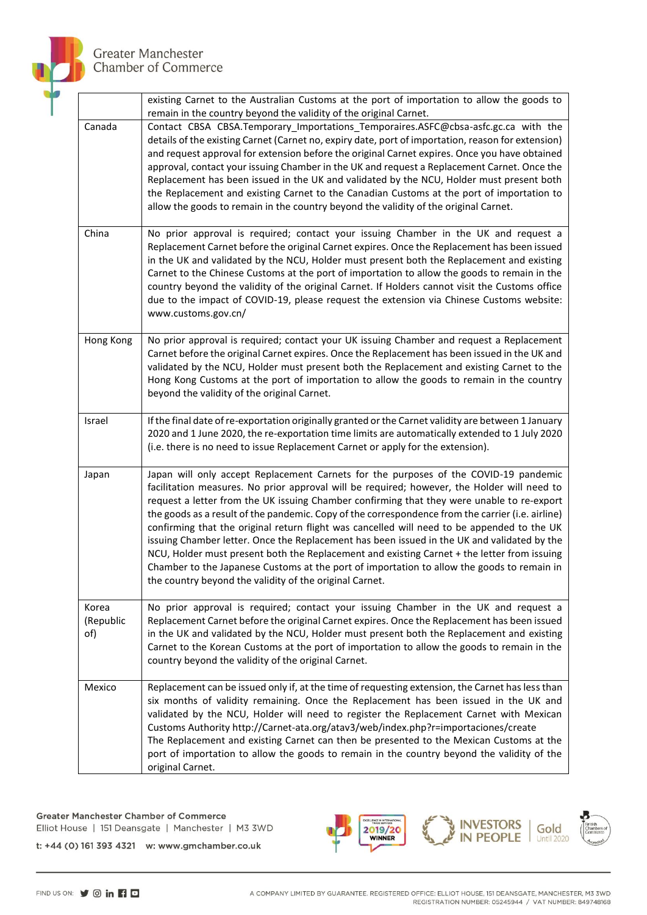| | |
|---|---|
| | existing Carnet to the Australian Customs at the port of importation to allow the goods to remain in the country beyond the validity of the original Carnet. |
| Canada | Contact CBSA CBSA.Temporary_Importations_Temporaires.ASFC@cbsa-asfc.gc.ca with the details of the existing Carnet (Carnet no, expiry date, port of importation, reason for extension) and request approval for extension before the original Carnet expires. Once you have obtained approval, contact your issuing Chamber in the UK and request a Replacement Carnet. Once the Replacement has been issued in the UK and validated by the NCU, Holder must present both the Replacement and existing Carnet to the Canadian Customs at the port of importation to allow the goods to remain in the country beyond the validity of the original Carnet. |
| China | No prior approval is required; contact your issuing Chamber in the UK and request a Replacement Carnet before the original Carnet expires. Once the Replacement has been issued in the UK and validated by the NCU, Holder must present both the Replacement and existing Carnet to the Chinese Customs at the port of importation to allow the goods to remain in the country beyond the validity of the original Carnet. If Holders cannot visit the Customs office due to the impact of COVID-19, please request the extension via Chinese Customs website: www.customs.gov.cn/ |
| Hong Kong | No prior approval is required; contact your UK issuing Chamber and request a Replacement Carnet before the original Carnet expires. Once the Replacement has been issued in the UK and validated by the NCU, Holder must present both the Replacement and existing Carnet to the Hong Kong Customs at the port of importation to allow the goods to remain in the country beyond the validity of the original Carnet. |
| Israel | If the final date of re-exportation originally granted or the Carnet validity are between 1 January 2020 and 1 June 2020, the re-exportation time limits are automatically extended to 1 July 2020 (i.e. there is no need to issue Replacement Carnet or apply for the extension). |
| Japan | Japan will only accept Replacement Carnets for the purposes of the COVID-19 pandemic facilitation measures. No prior approval will be required; however, the Holder will need to request a letter from the UK issuing Chamber confirming that they were unable to re-export the goods as a result of the pandemic. Copy of the correspondence from the carrier (i.e. airline) confirming that the original return flight was cancelled will need to be appended to the UK issuing Chamber letter. Once the Replacement has been issued in the UK and validated by the NCU, Holder must present both the Replacement and existing Carnet + the letter from issuing Chamber to the Japanese Customs at the port of importation to allow the goods to remain in the country beyond the validity of the original Carnet. |
| Korea (Republic of) | No prior approval is required; contact your issuing Chamber in the UK and request a Replacement Carnet before the original Carnet expires. Once the Replacement has been issued in the UK and validated by the NCU, Holder must present both the Replacement and existing Carnet to the Korean Customs at the port of importation to allow the goods to remain in the country beyond the validity of the original Carnet. |
| Mexico | Replacement can be issued only if, at the time of requesting extension, the Carnet has less than six months of validity remaining. Once the Replacement has been issued in the UK and validated by the NCU, Holder will need to register the Replacement Carnet with Mexican Customs Authority http://Carnet-ata.org/atav3/web/index.php?r=importaciones/create The Replacement and existing Carnet can then be presented to the Mexican Customs at the port of importation to allow the goods to remain in the country beyond the validity of the original Carnet. |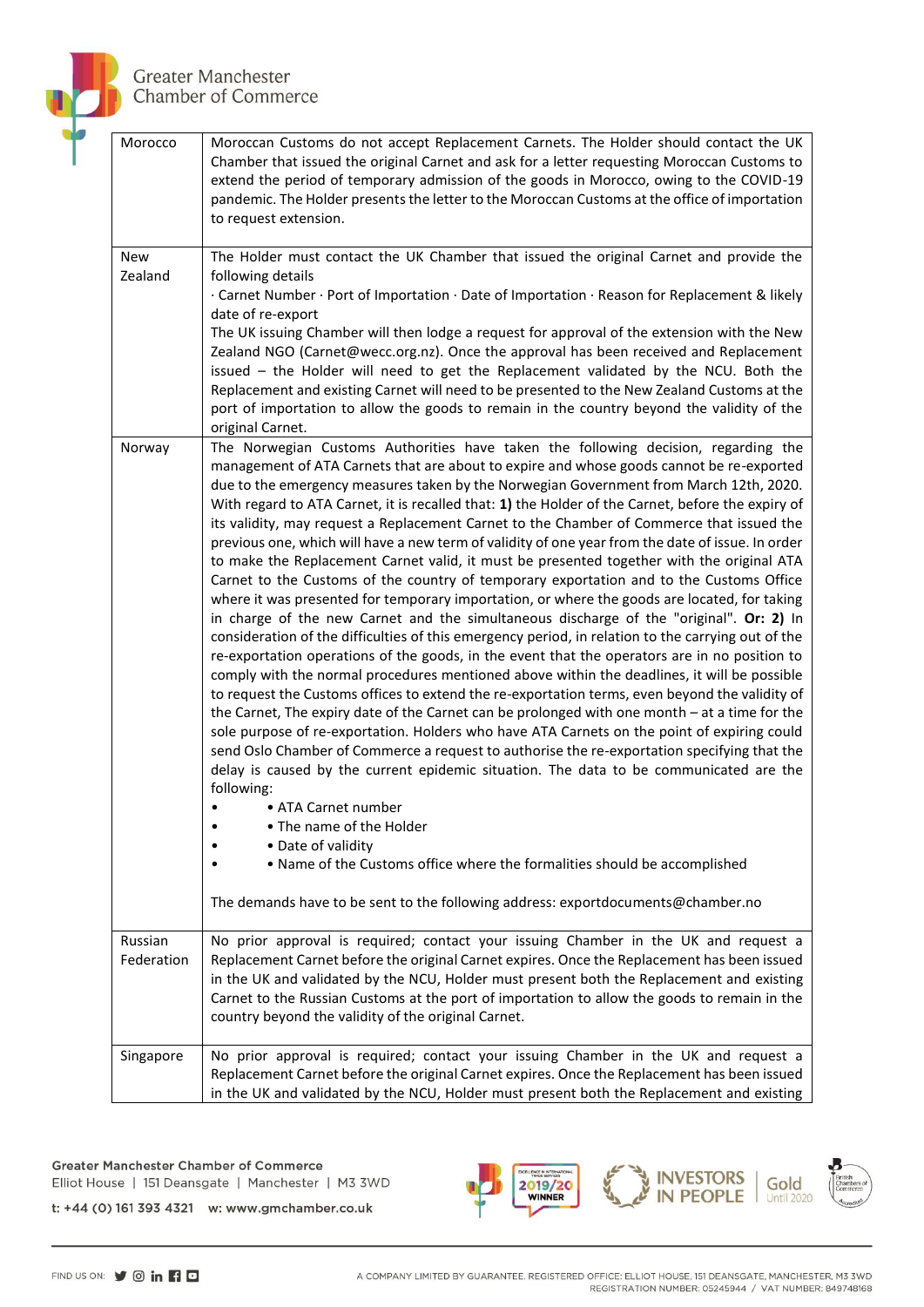| | |
|---|---|
| Morocco | Moroccan Customs do not accept Replacement Carnets. The Holder should contact the UK Chamber that issued the original Carnet and ask for a letter requesting Moroccan Customs to extend the period of temporary admission of the goods in Morocco, owing to the COVID-19 pandemic. The Holder presents the letter to the Moroccan Customs at the office of importation to request extension. |
| New Zealand | The Holder must contact the UK Chamber that issued the original Carnet and provide the following details<br>· Carnet Number · Port of Importation · Date of Importation · Reason for Replacement & likely date of re-export<br>The UK issuing Chamber will then lodge a request for approval of the extension with the New Zealand NGO (Carnet@wecc.org.nz). Once the approval has been received and Replacement issued – the Holder will need to get the Replacement validated by the NCU. Both the Replacement and existing Carnet will need to be presented to the New Zealand Customs at the port of importation to allow the goods to remain in the country beyond the validity of the original Carnet. |
| Norway | The Norwegian Customs Authorities have taken the following decision, regarding the management of ATA Carnets that are about to expire and whose goods cannot be re-exported due to the emergency measures taken by the Norwegian Government from March 12th, 2020. With regard to ATA Carnet, it is recalled that: **1)** the Holder of the Carnet, before the expiry of its validity, may request a Replacement Carnet to the Chamber of Commerce that issued the previous one, which will have a new term of validity of one year from the date of issue. In order to make the Replacement Carnet valid, it must be presented together with the original ATA Carnet to the Customs of the country of temporary exportation and to the Customs Office where it was presented for temporary importation, or where the goods are located, for taking in charge of the new Carnet and the simultaneous discharge of the "original". **Or: 2)** In consideration of the difficulties of this emergency period, in relation to the carrying out of the re-exportation operations of the goods, in the event that the operators are in no position to comply with the normal procedures mentioned above within the deadlines, it will be possible to request the Customs offices to extend the re-exportation terms, even beyond the validity of the Carnet, The expiry date of the Carnet can be prolonged with one month – at a time for the sole purpose of re-exportation. Holders who have ATA Carnets on the point of expiring could send Oslo Chamber of Commerce a request to authorise the re-exportation specifying that the delay is caused by the current epidemic situation. The data to be communicated are the following:<br>• ATA Carnet number<br>• The name of the Holder<br>• Date of validity<br>• Name of the Customs office where the formalities should be accomplished<br><br>The demands have to be sent to the following address: exportdocuments@chamber.no |
| Russian Federation | No prior approval is required; contact your issuing Chamber in the UK and request a Replacement Carnet before the original Carnet expires. Once the Replacement has been issued in the UK and validated by the NCU, Holder must present both the Replacement and existing Carnet to the Russian Customs at the port of importation to allow the goods to remain in the country beyond the validity of the original Carnet. |
| Singapore | No prior approval is required; contact your issuing Chamber in the UK and request a Replacement Carnet before the original Carnet expires. Once the Replacement has been issued in the UK and validated by the NCU, Holder must present both the Replacement and existing |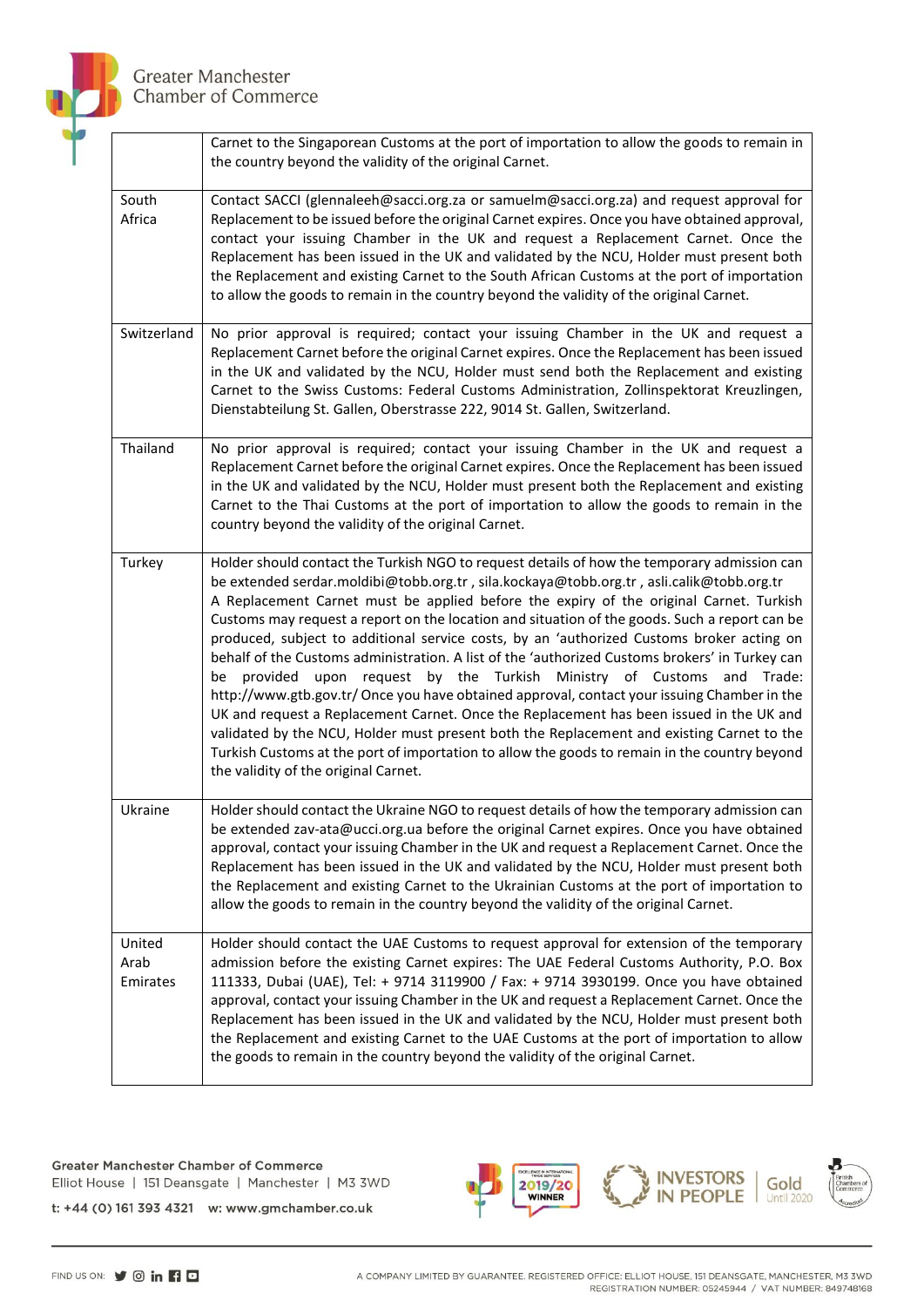| | |
|---|---|
| | Carnet to the Singaporean Customs at the port of importation to allow the goods to remain in the country beyond the validity of the original Carnet. |
| South Africa | Contact SACCI (glennaleeh@sacci.org.za or samuelm@sacci.org.za) and request approval for Replacement to be issued before the original Carnet expires. Once you have obtained approval, contact your issuing Chamber in the UK and request a Replacement Carnet. Once the Replacement has been issued in the UK and validated by the NCU, Holder must present both the Replacement and existing Carnet to the South African Customs at the port of importation to allow the goods to remain in the country beyond the validity of the original Carnet. |
| Switzerland | No prior approval is required; contact your issuing Chamber in the UK and request a Replacement Carnet before the original Carnet expires. Once the Replacement has been issued in the UK and validated by the NCU, Holder must send both the Replacement and existing Carnet to the Swiss Customs: Federal Customs Administration, Zollinspektorat Kreuzlingen, Dienstabteilung St. Gallen, Oberstrasse 222, 9014 St. Gallen, Switzerland. |
| Thailand | No prior approval is required; contact your issuing Chamber in the UK and request a Replacement Carnet before the original Carnet expires. Once the Replacement has been issued in the UK and validated by the NCU, Holder must present both the Replacement and existing Carnet to the Thai Customs at the port of importation to allow the goods to remain in the country beyond the validity of the original Carnet. |
| Turkey | Holder should contact the Turkish NGO to request details of how the temporary admission can be extended serdar.moldibi@tobb.org.tr , sila.kockaya@tobb.org.tr , asli.calik@tobb.org.tr A Replacement Carnet must be applied before the expiry of the original Carnet. Turkish Customs may request a report on the location and situation of the goods. Such a report can be produced, subject to additional service costs, by an 'authorized Customs broker acting on behalf of the Customs administration. A list of the 'authorized Customs brokers' in Turkey can be provided upon request by the Turkish Ministry of Customs and Trade: http://www.gtb.gov.tr/ Once you have obtained approval, contact your issuing Chamber in the UK and request a Replacement Carnet. Once the Replacement has been issued in the UK and validated by the NCU, Holder must present both the Replacement and existing Carnet to the Turkish Customs at the port of importation to allow the goods to remain in the country beyond the validity of the original Carnet. |
| Ukraine | Holder should contact the Ukraine NGO to request details of how the temporary admission can be extended zav-ata@ucci.org.ua before the original Carnet expires. Once you have obtained approval, contact your issuing Chamber in the UK and request a Replacement Carnet. Once the Replacement has been issued in the UK and validated by the NCU, Holder must present both the Replacement and existing Carnet to the Ukrainian Customs at the port of importation to allow the goods to remain in the country beyond the validity of the original Carnet. |
| United Arab Emirates | Holder should contact the UAE Customs to request approval for extension of the temporary admission before the existing Carnet expires: The UAE Federal Customs Authority, P.O. Box 111333, Dubai (UAE), Tel: + 9714 3119900 / Fax: + 9714 3930199. Once you have obtained approval, contact your issuing Chamber in the UK and request a Replacement Carnet. Once the Replacement has been issued in the UK and validated by the NCU, Holder must present both the Replacement and existing Carnet to the UAE Customs at the port of importation to allow the goods to remain in the country beyond the validity of the original Carnet. |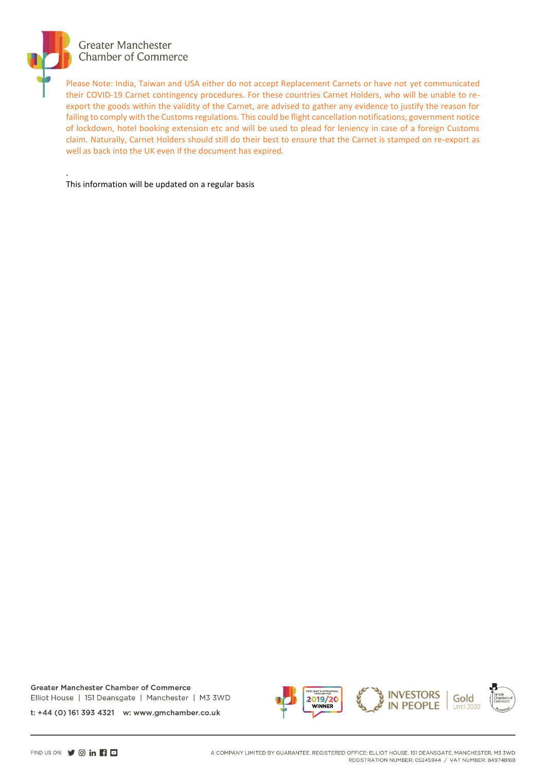Please Note: India, Taiwan and USA either do not accept Replacement Carnets or have not yet communicated their COVID-19 Carnet contingency procedures. For these countries Carnet Holders, who will be unable to re-export the goods within the validity of the Carnet, are advised to gather any evidence to justify the reason for failing to comply with the Customs regulations. This could be flight cancellation notifications, government notice of lockdown, hotel booking extension etc and will be used to plead for leniency in case of a foreign Customs claim. Naturally, Carnet Holders should still do their best to ensure that the Carnet is stamped on re-export as well as back into the UK even if the document has expired.

.

This information will be updated on a regular basis